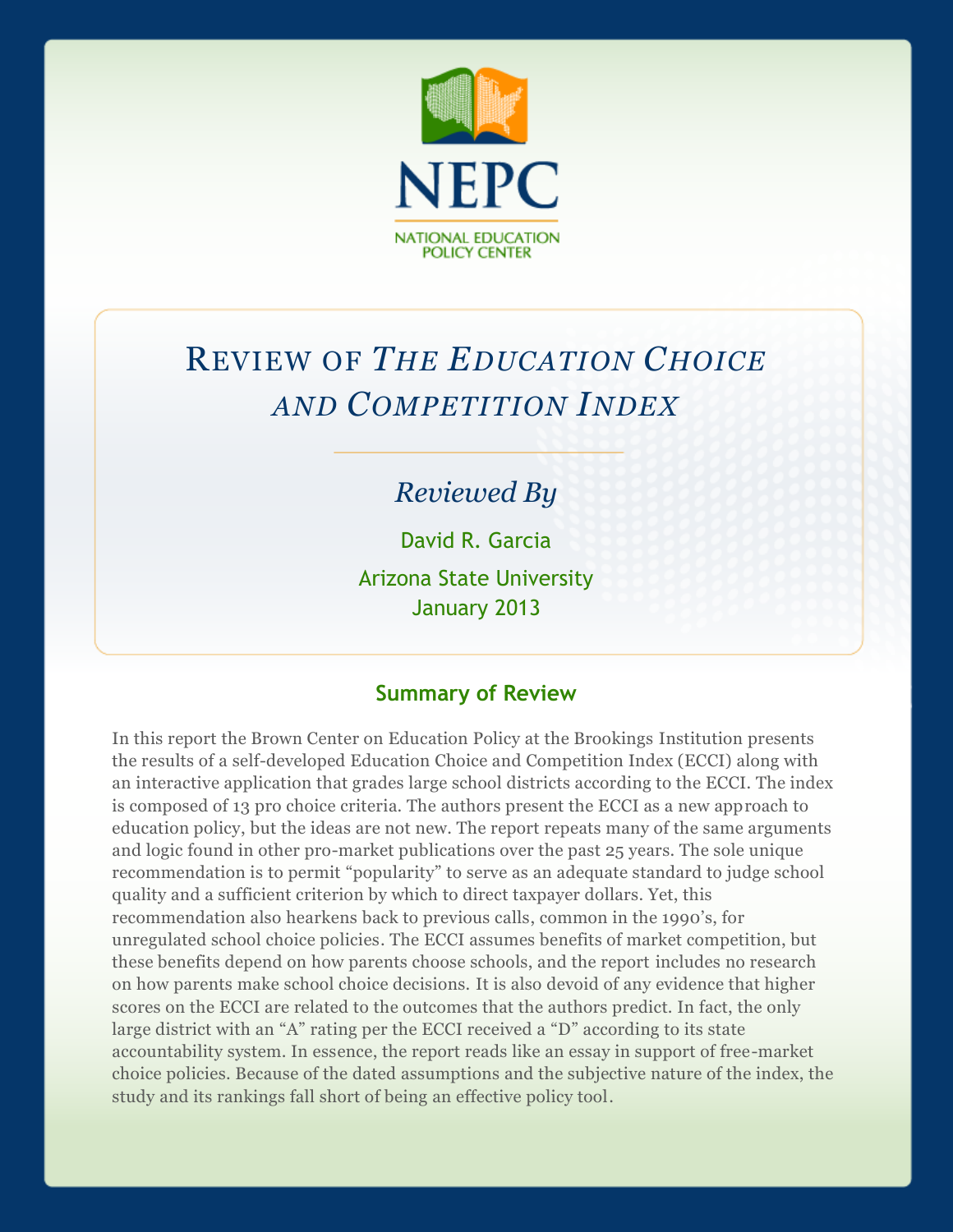NEPC

NATIONAL EDUCATION POLICY CENTER

# Review of *The Education Choice and Competition Index*

## *Reviewed By*

David R. Garcia

Arizona State University

January 2013

### Summary of Review

In this report the Brown Center on Education Policy at the Brookings Institution presents the results of a self-developed Education Choice and Competition Index (ECCI) along with an interactive application that grades large school districts according to the ECCI. The index is composed of 13 pro choice criteria. The authors present the ECCI as a new approach to education policy, but the ideas are not new. The report repeats many of the same arguments and logic found in other pro-market publications over the past 25 years. The sole unique recommendation is to permit "popularity" to serve as an adequate standard to judge school quality and a sufficient criterion by which to direct taxpayer dollars. Yet, this recommendation also hearkens back to previous calls, common in the 1990's, for unregulated school choice policies. The ECCI assumes benefits of market competition, but these benefits depend on how parents choose schools, and the report includes no research on how parents make school choice decisions. It is also devoid of any evidence that higher scores on the ECCI are related to the outcomes that the authors predict. In fact, the only large district with an "A" rating per the ECCI received a "D" according to its state accountability system. In essence, the report reads like an essay in support of free-market choice policies. Because of the dated assumptions and the subjective nature of the index, the study and its rankings fall short of being an effective policy tool.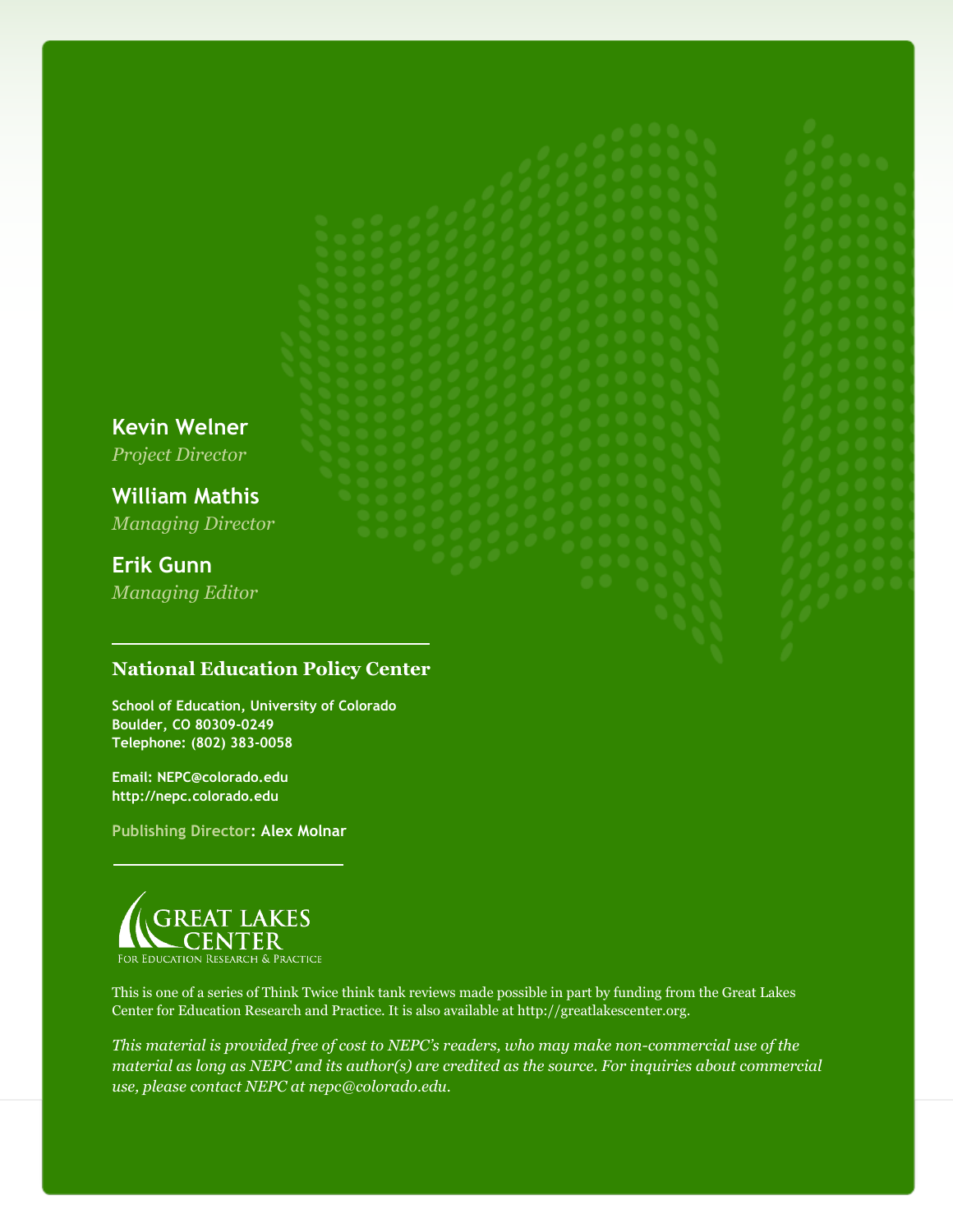**Kevin Welner**
*Project Director*

**William Mathis**
*Managing Director*

**Erik Gunn**
*Managing Editor*

## National Education Policy Center

**School of Education, University of Colorado**
**Boulder, CO 80309-0249**
**Telephone: (802) 383-0058**

**Email: NEPC@colorado.edu**
**http://nepc.colorado.edu**

Publishing Director: **Alex Molnar**

GREAT LAKES CENTER
For Education Research & Practice

This is one of a series of Think Twice think tank reviews made possible in part by funding from the Great Lakes Center for Education Research and Practice. It is also available at http://greatlakescenter.org.

*This material is provided free of cost to NEPC's readers, who may make non-commercial use of the material as long as NEPC and its author(s) are credited as the source. For inquiries about commercial use, please contact NEPC at nepc@colorado.edu.*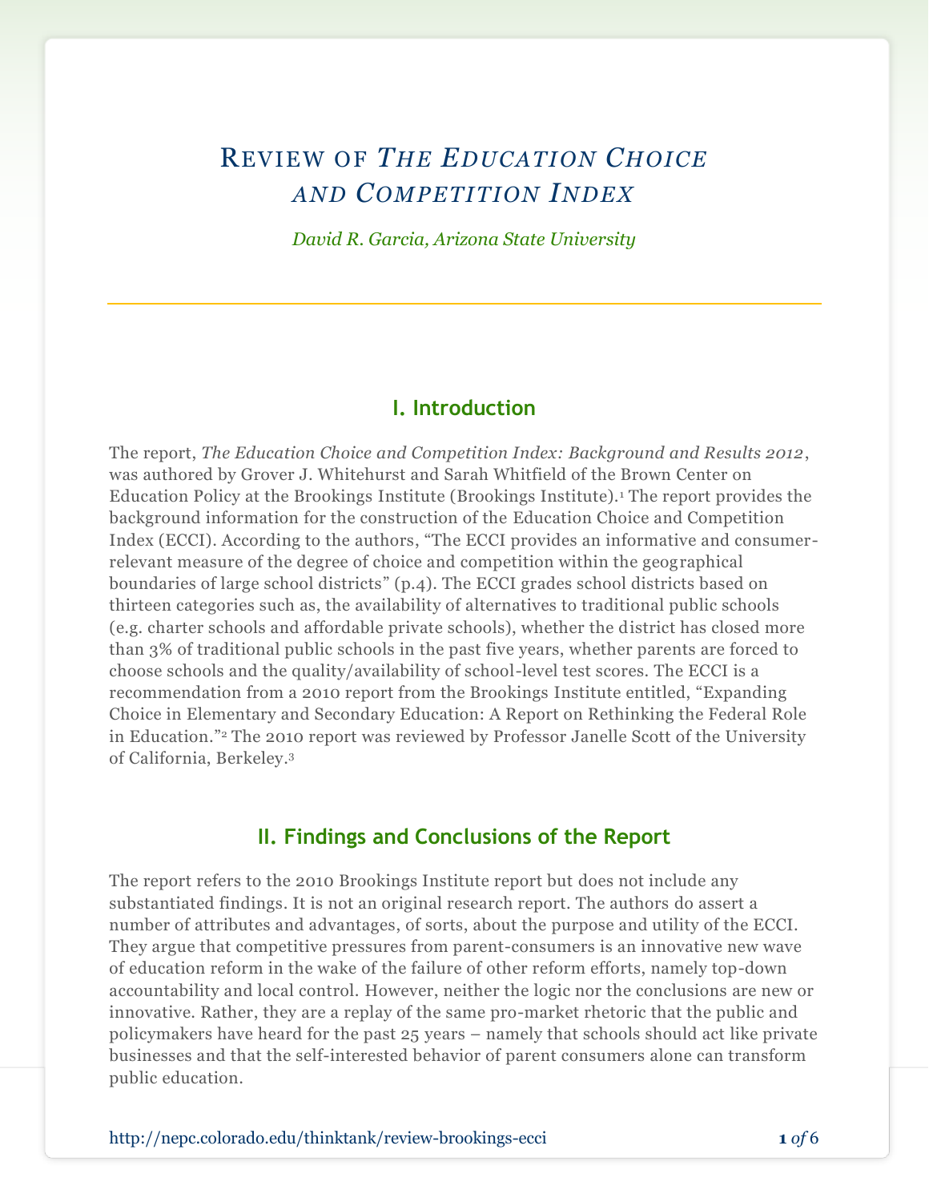# Review of *The Education Choice and Competition Index*

*David R. Garcia, Arizona State University*

## I. Introduction

The report, *The Education Choice and Competition Index: Background and Results 2012*, was authored by Grover J. Whitehurst and Sarah Whitfield of the Brown Center on Education Policy at the Brookings Institute (Brookings Institute).[1] The report provides the background information for the construction of the Education Choice and Competition Index (ECCI). According to the authors, "The ECCI provides an informative and consumer-relevant measure of the degree of choice and competition within the geographical boundaries of large school districts" (p.4). The ECCI grades school districts based on thirteen categories such as, the availability of alternatives to traditional public schools (e.g. charter schools and affordable private schools), whether the district has closed more than 3% of traditional public schools in the past five years, whether parents are forced to choose schools and the quality/availability of school-level test scores. The ECCI is a recommendation from a 2010 report from the Brookings Institute entitled, "Expanding Choice in Elementary and Secondary Education: A Report on Rethinking the Federal Role in Education."[2] The 2010 report was reviewed by Professor Janelle Scott of the University of California, Berkeley.[3]

## II. Findings and Conclusions of the Report

The report refers to the 2010 Brookings Institute report but does not include any substantiated findings. It is not an original research report. The authors do assert a number of attributes and advantages, of sorts, about the purpose and utility of the ECCI. They argue that competitive pressures from parent-consumers is an innovative new wave of education reform in the wake of the failure of other reform efforts, namely top-down accountability and local control. However, neither the logic nor the conclusions are new or innovative. Rather, they are a replay of the same pro-market rhetoric that the public and policymakers have heard for the past 25 years – namely that schools should act like private businesses and that the self-interested behavior of parent consumers alone can transform public education.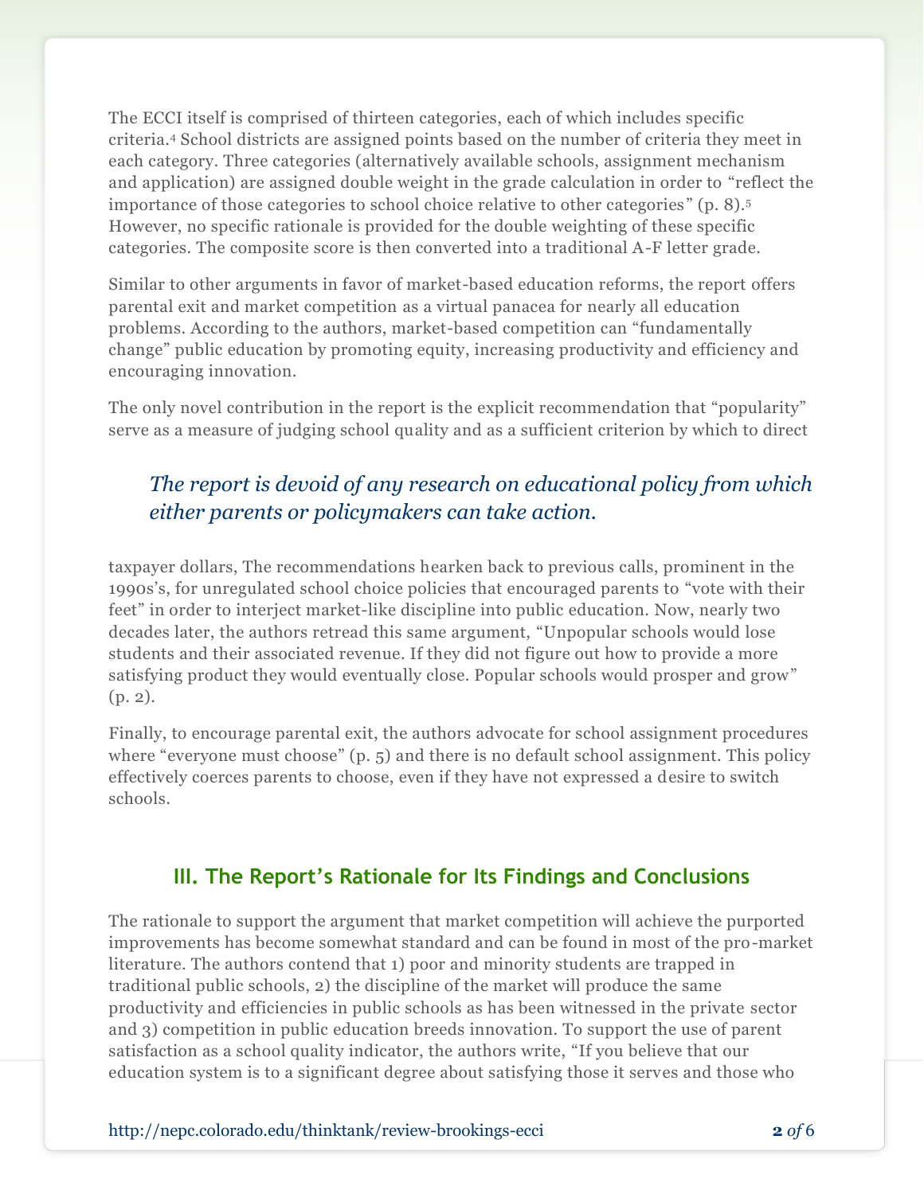The ECCI itself is comprised of thirteen categories, each of which includes specific criteria.[4] School districts are assigned points based on the number of criteria they meet in each category. Three categories (alternatively available schools, assignment mechanism and application) are assigned double weight in the grade calculation in order to "reflect the importance of those categories to school choice relative to other categories" (p. 8).[5] However, no specific rationale is provided for the double weighting of these specific categories. The composite score is then converted into a traditional A-F letter grade.

Similar to other arguments in favor of market-based education reforms, the report offers parental exit and market competition as a virtual panacea for nearly all education problems. According to the authors, market-based competition can "fundamentally change" public education by promoting equity, increasing productivity and efficiency and encouraging innovation.

The only novel contribution in the report is the explicit recommendation that "popularity" serve as a measure of judging school quality and as a sufficient criterion by which to direct taxpayer dollars, The recommendations hearken back to previous calls, prominent in the 1990s's, for unregulated school choice policies that encouraged parents to "vote with their feet" in order to interject market-like discipline into public education. Now, nearly two decades later, the authors retread this same argument, "Unpopular schools would lose students and their associated revenue. If they did not figure out how to provide a more satisfying product they would eventually close. Popular schools would prosper and grow" (p. 2).

> *The report is devoid of any research on educational policy from which either parents or policymakers can take action.*

Finally, to encourage parental exit, the authors advocate for school assignment procedures where "everyone must choose" (p. 5) and there is no default school assignment. This policy effectively coerces parents to choose, even if they have not expressed a desire to switch schools.

## III. The Report's Rationale for Its Findings and Conclusions

The rationale to support the argument that market competition will achieve the purported improvements has become somewhat standard and can be found in most of the pro-market literature. The authors contend that 1) poor and minority students are trapped in traditional public schools, 2) the discipline of the market will produce the same productivity and efficiencies in public schools as has been witnessed in the private sector and 3) competition in public education breeds innovation. To support the use of parent satisfaction as a school quality indicator, the authors write, "If you believe that our education system is to a significant degree about satisfying those it serves and those who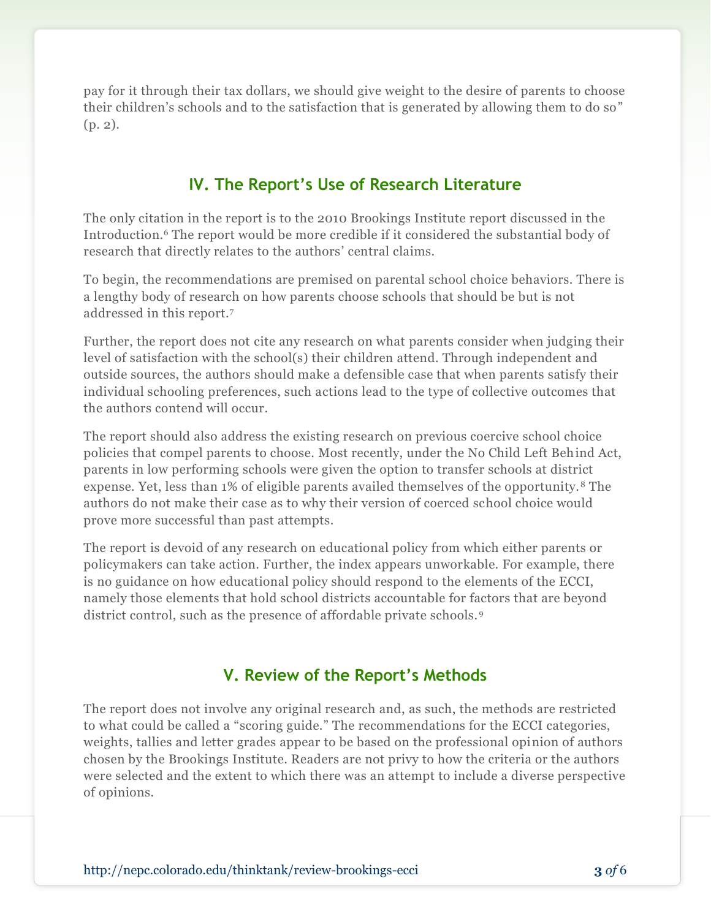pay for it through their tax dollars, we should give weight to the desire of parents to choose their children's schools and to the satisfaction that is generated by allowing them to do so" (p. 2).

## IV. The Report's Use of Research Literature

The only citation in the report is to the 2010 Brookings Institute report discussed in the Introduction.[6] The report would be more credible if it considered the substantial body of research that directly relates to the authors' central claims.

To begin, the recommendations are premised on parental school choice behaviors. There is a lengthy body of research on how parents choose schools that should be but is not addressed in this report.[7]

Further, the report does not cite any research on what parents consider when judging their level of satisfaction with the school(s) their children attend. Through independent and outside sources, the authors should make a defensible case that when parents satisfy their individual schooling preferences, such actions lead to the type of collective outcomes that the authors contend will occur.

The report should also address the existing research on previous coercive school choice policies that compel parents to choose. Most recently, under the No Child Left Behind Act, parents in low performing schools were given the option to transfer schools at district expense. Yet, less than 1% of eligible parents availed themselves of the opportunity.[8] The authors do not make their case as to why their version of coerced school choice would prove more successful than past attempts.

The report is devoid of any research on educational policy from which either parents or policymakers can take action. Further, the index appears unworkable. For example, there is no guidance on how educational policy should respond to the elements of the ECCI, namely those elements that hold school districts accountable for factors that are beyond district control, such as the presence of affordable private schools.[9]

## V. Review of the Report's Methods

The report does not involve any original research and, as such, the methods are restricted to what could be called a "scoring guide." The recommendations for the ECCI categories, weights, tallies and letter grades appear to be based on the professional opinion of authors chosen by the Brookings Institute. Readers are not privy to how the criteria or the authors were selected and the extent to which there was an attempt to include a diverse perspective of opinions.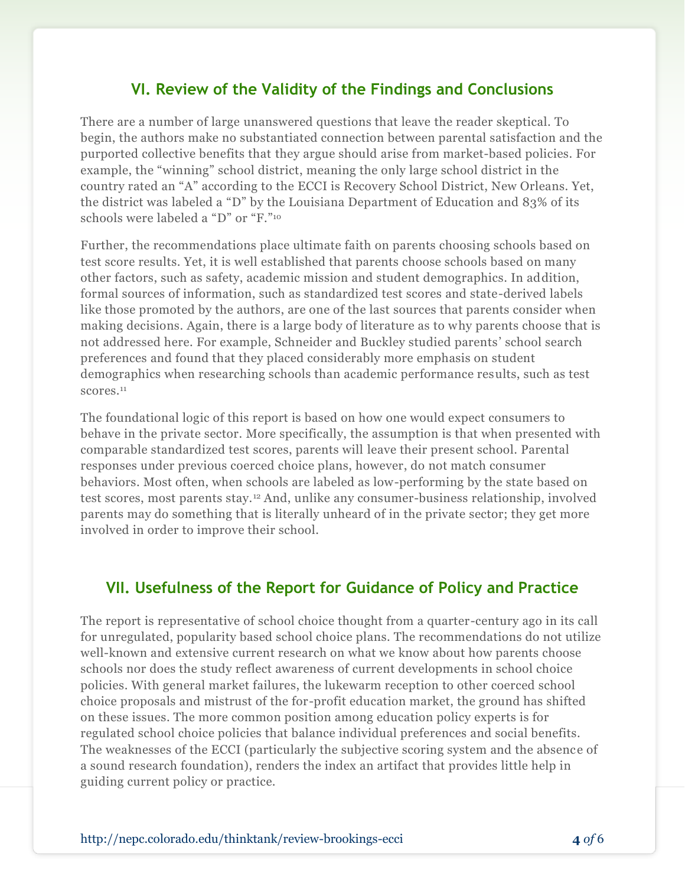## VI. Review of the Validity of the Findings and Conclusions

There are a number of large unanswered questions that leave the reader skeptical. To begin, the authors make no substantiated connection between parental satisfaction and the purported collective benefits that they argue should arise from market-based policies. For example, the "winning" school district, meaning the only large school district in the country rated an "A" according to the ECCI is Recovery School District, New Orleans. Yet, the district was labeled a "D" by the Louisiana Department of Education and 83% of its schools were labeled a "D" or "F."[10]

Further, the recommendations place ultimate faith on parents choosing schools based on test score results. Yet, it is well established that parents choose schools based on many other factors, such as safety, academic mission and student demographics. In addition, formal sources of information, such as standardized test scores and state-derived labels like those promoted by the authors, are one of the last sources that parents consider when making decisions. Again, there is a large body of literature as to why parents choose that is not addressed here. For example, Schneider and Buckley studied parents' school search preferences and found that they placed considerably more emphasis on student demographics when researching schools than academic performance results, such as test scores.[11]

The foundational logic of this report is based on how one would expect consumers to behave in the private sector. More specifically, the assumption is that when presented with comparable standardized test scores, parents will leave their present school. Parental responses under previous coerced choice plans, however, do not match consumer behaviors. Most often, when schools are labeled as low-performing by the state based on test scores, most parents stay.[12] And, unlike any consumer-business relationship, involved parents may do something that is literally unheard of in the private sector; they get more involved in order to improve their school.

## VII. Usefulness of the Report for Guidance of Policy and Practice

The report is representative of school choice thought from a quarter-century ago in its call for unregulated, popularity based school choice plans. The recommendations do not utilize well-known and extensive current research on what we know about how parents choose schools nor does the study reflect awareness of current developments in school choice policies. With general market failures, the lukewarm reception to other coerced school choice proposals and mistrust of the for-profit education market, the ground has shifted on these issues. The more common position among education policy experts is for regulated school choice policies that balance individual preferences and social benefits. The weaknesses of the ECCI (particularly the subjective scoring system and the absence of a sound research foundation), renders the index an artifact that provides little help in guiding current policy or practice.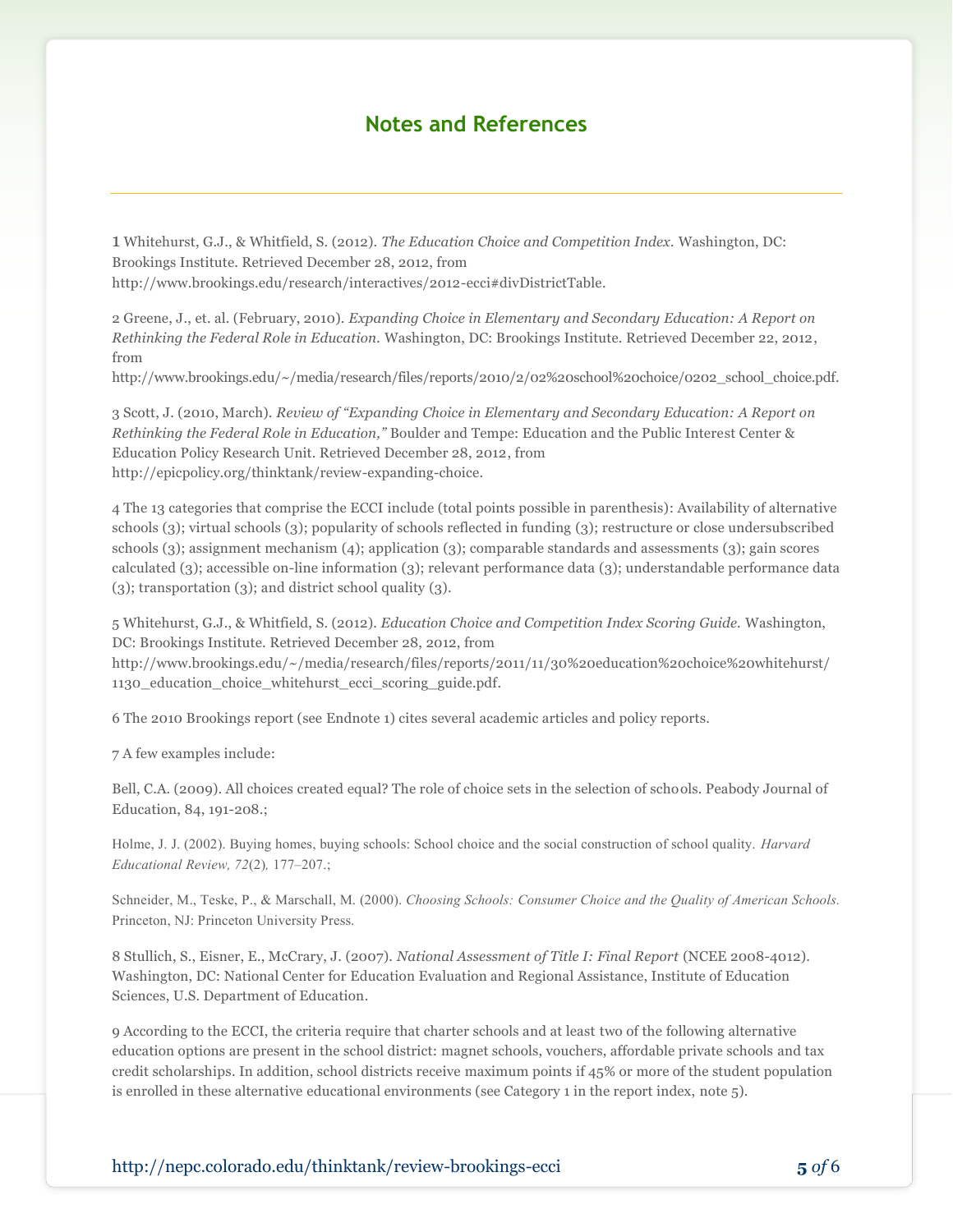## Notes and References

1 Whitehurst, G.J., & Whitfield, S. (2012). *The Education Choice and Competition Index.* Washington, DC: Brookings Institute. Retrieved December 28, 2012, from http://www.brookings.edu/research/interactives/2012-ecci#divDistrictTable.

2 Greene, J., et. al. (February, 2010). *Expanding Choice in Elementary and Secondary Education: A Report on Rethinking the Federal Role in Education.* Washington, DC: Brookings Institute. Retrieved December 22, 2012, from http://www.brookings.edu/~/media/research/files/reports/2010/2/02%20school%20choice/0202_school_choice.pdf.

3 Scott, J. (2010, March). *Review of "Expanding Choice in Elementary and Secondary Education: A Report on Rethinking the Federal Role in Education,"* Boulder and Tempe: Education and the Public Interest Center & Education Policy Research Unit. Retrieved December 28, 2012, from http://epicpolicy.org/thinktank/review-expanding-choice.

4 The 13 categories that comprise the ECCI include (total points possible in parenthesis): Availability of alternative schools (3); virtual schools (3); popularity of schools reflected in funding (3); restructure or close undersubscribed schools (3); assignment mechanism (4); application (3); comparable standards and assessments (3); gain scores calculated (3); accessible on-line information (3); relevant performance data (3); understandable performance data (3); transportation (3); and district school quality (3).

5 Whitehurst, G.J., & Whitfield, S. (2012). *Education Choice and Competition Index Scoring Guide.* Washington, DC: Brookings Institute. Retrieved December 28, 2012, from http://www.brookings.edu/~/media/research/files/reports/2011/11/30%20education%20choice%20whitehurst/1130_education_choice_whitehurst_ecci_scoring_guide.pdf.

6 The 2010 Brookings report (see Endnote 1) cites several academic articles and policy reports.

7 A few examples include:

Bell, C.A. (2009). All choices created equal? The role of choice sets in the selection of schools. Peabody Journal of Education, 84, 191-208.;

Holme, J. J. (2002). Buying homes, buying schools: School choice and the social construction of school quality. *Harvard Educational Review, 72*(2), 177–207.;

Schneider, M., Teske, P., & Marschall, M. (2000). *Choosing Schools: Consumer Choice and the Quality of American Schools.* Princeton, NJ: Princeton University Press.

8 Stullich, S., Eisner, E., McCrary, J. (2007). *National Assessment of Title I: Final Report* (NCEE 2008-4012). Washington, DC: National Center for Education Evaluation and Regional Assistance, Institute of Education Sciences, U.S. Department of Education.

9 According to the ECCI, the criteria require that charter schools and at least two of the following alternative education options are present in the school district: magnet schools, vouchers, affordable private schools and tax credit scholarships. In addition, school districts receive maximum points if 45% or more of the student population is enrolled in these alternative educational environments (see Category 1 in the report index, note 5).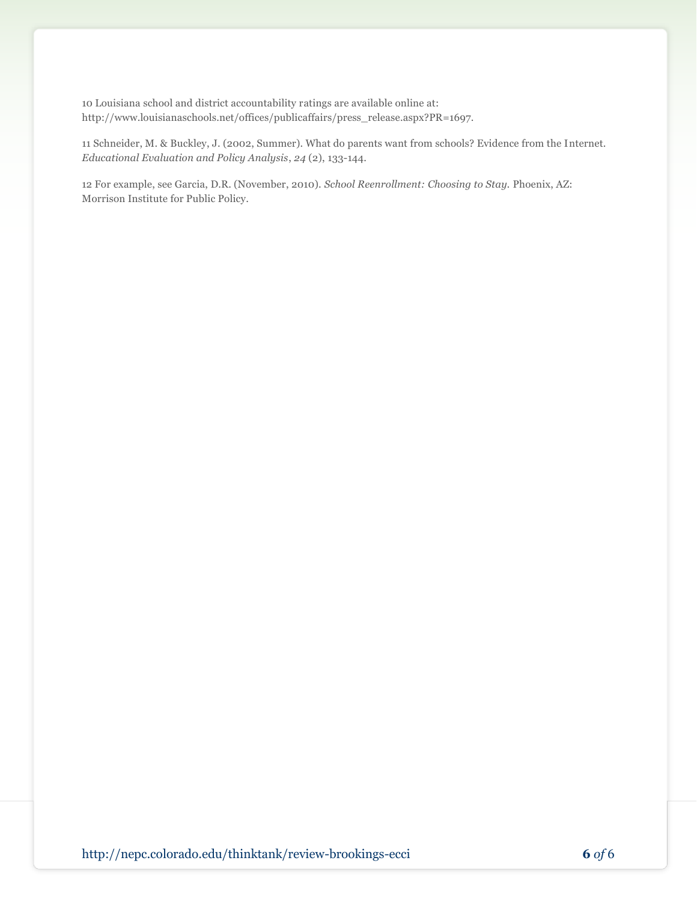10 Louisiana school and district accountability ratings are available online at: http://www.louisianaschools.net/offices/publicaffairs/press_release.aspx?PR=1697.

11 Schneider, M. & Buckley, J. (2002, Summer). What do parents want from schools? Evidence from the Internet. *Educational Evaluation and Policy Analysis*, *24* (2), 133-144.

12 For example, see Garcia, D.R. (November, 2010). *School Reenrollment: Choosing to Stay.* Phoenix, AZ: Morrison Institute for Public Policy.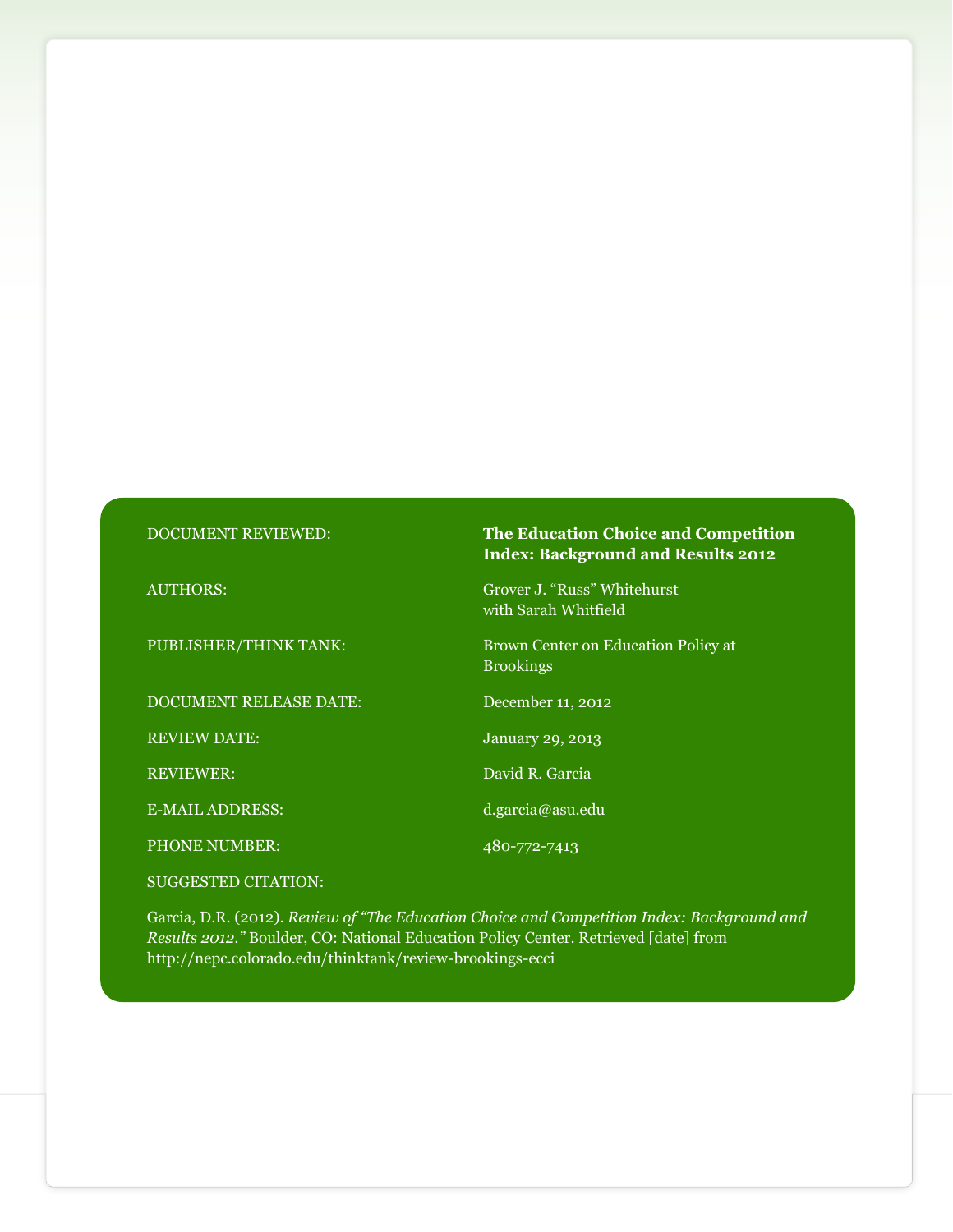| | |
|---|---|
| DOCUMENT REVIEWED: | **The Education Choice and Competition Index: Background and Results 2012** |
| AUTHORS: | Grover J. “Russ” Whitehurst with Sarah Whitfield |
| PUBLISHER/THINK TANK: | Brown Center on Education Policy at Brookings |
| DOCUMENT RELEASE DATE: | December 11, 2012 |
| REVIEW DATE: | January 29, 2013 |
| REVIEWER: | David R. Garcia |
| E-MAIL ADDRESS: | d.garcia@asu.edu |
| PHONE NUMBER: | 480-772-7413 |

SUGGESTED CITATION:

Garcia, D.R. (2012). *Review of “The Education Choice and Competition Index: Background and Results 2012.”* Boulder, CO: National Education Policy Center. Retrieved [date] from http://nepc.colorado.edu/thinktank/review-brookings-ecci